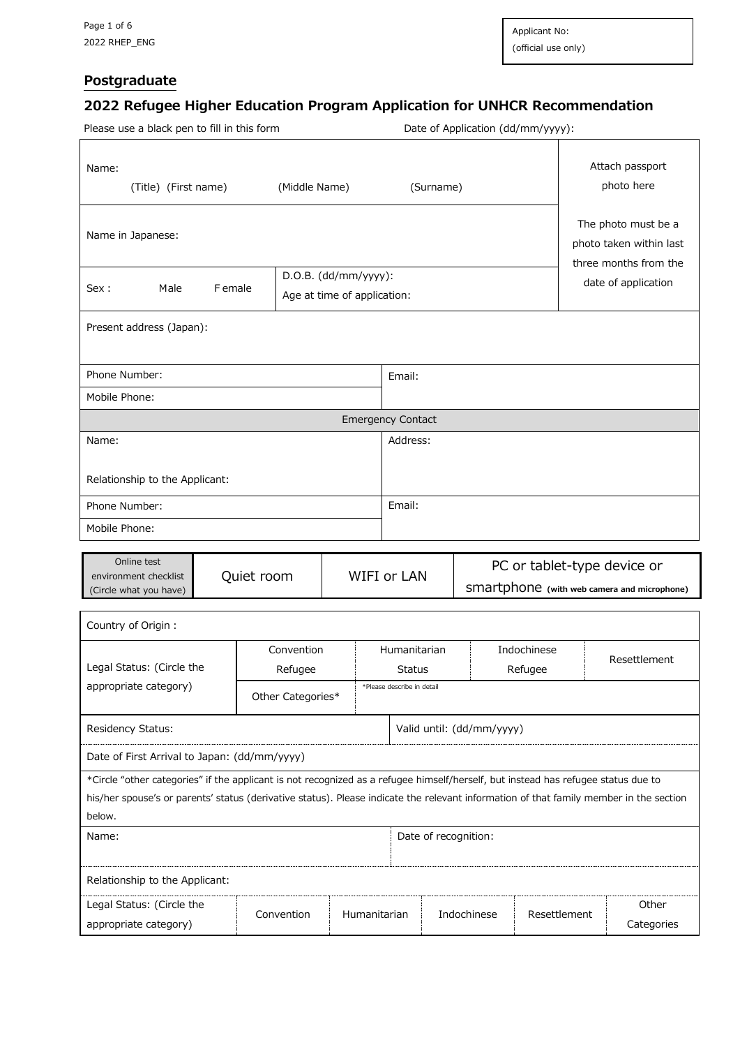Applicant No:
(official use only)

## Postgraduate

# 2022 Refugee Higher Education Program Application for UNHCR Recommendation

Please use a black pen to fill in this form | Date of Application (dd/mm/yyyy):

| | | |
|---|---|---|
| Name: (Title) (First name) (Middle Name) (Surname) | | Attach passport photo here<br><br>The photo must be a photo taken within last three months from the date of application |
| Name in Japanese: | | |
| Sex : Male Female | D.O.B. (dd/mm/yyyy):<br>Age at time of application: | |
| Present address (Japan): | | |

| | |
|---|---|
| Phone Number: | Email: |
| Mobile Phone: | |
| **Emergency Contact** | |
| Name:<br><br>Relationship to the Applicant: | Address: |
| Phone Number: | Email: |
| Mobile Phone: | |

| Online test environment checklist (Circle what you have) | Quiet room | WIFI or LAN | PC or tablet-type device or smartphone (with web camera and microphone) |
|---|---|---|---|

| | | | | |
|---|---|---|---|---|
| Country of Origin : | | | | |
| Legal Status: (Circle the appropriate category) | Convention Refugee | Humanitarian Status | Indochinese Refugee | Resettlement |
| | Other Categories* | *Please describe in detail | | |
| Residency Status: | | Valid until: (dd/mm/yyyy) | | |
| Date of First Arrival to Japan: (dd/mm/yyyy) | | | | |

*Circle "other categories" if the applicant is not recognized as a refugee himself/herself, but instead has refugee status due to his/her spouse's or parents' status (derivative status). Please indicate the relevant information of that family member in the section below.

| | | | | | |
|---|---|---|---|---|---|
| Name: | | | Date of recognition: | | |
| Relationship to the Applicant: | | | | | |
| Legal Status: (Circle the appropriate category) | Convention | Humanitarian | Indochinese | Resettlement | Other Categories |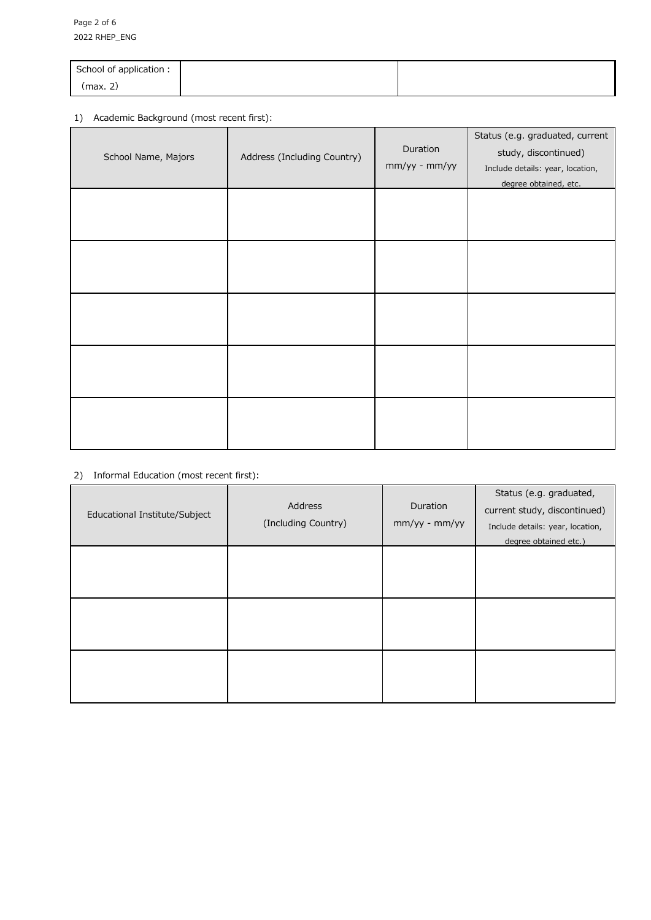| School of application :<br>(max. 2) | | |
|---|---|---|

1) Academic Background (most recent first):

| School Name, Majors | Address (Including Country) | Duration mm/yy - mm/yy | Status (e.g. graduated, current study, discontinued) Include details: year, location, degree obtained, etc. |
|---|---|---|---|
| | | | |
| | | | |
| | | | |
| | | | |
| | | | |

2) Informal Education (most recent first):

| Educational Institute/Subject | Address (Including Country) | Duration mm/yy - mm/yy | Status (e.g. graduated, current study, discontinued) Include details: year, location, degree obtained etc.) |
|---|---|---|---|
| | | | |
| | | | |
| | | | |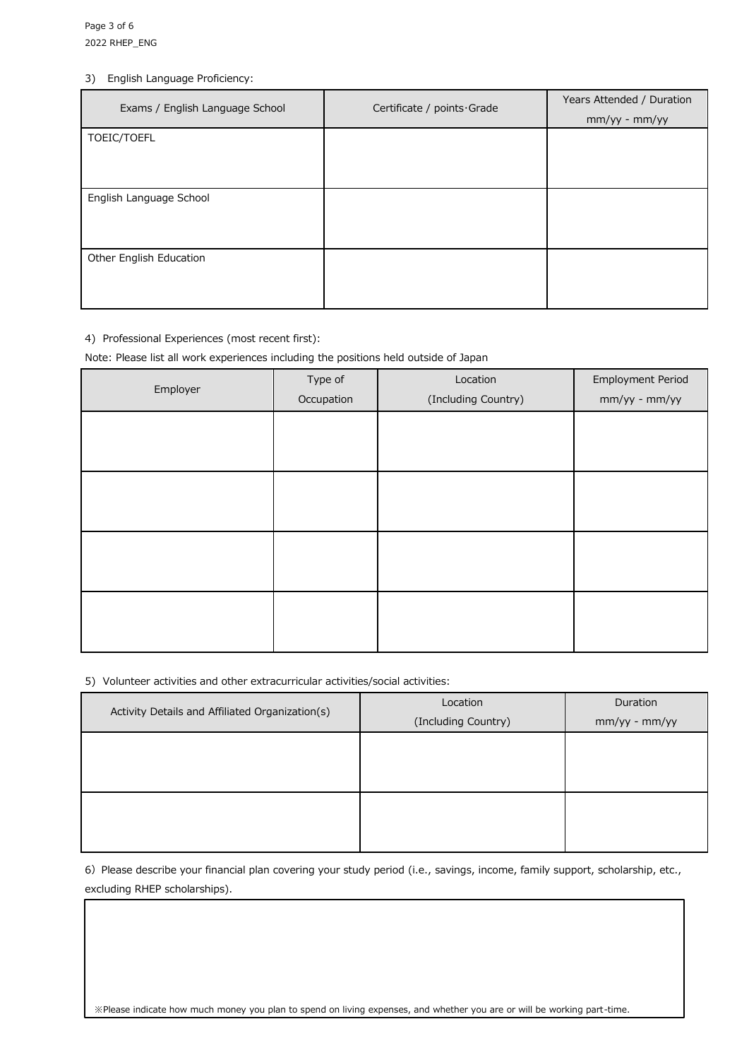3) English Language Proficiency:

| Exams / English Language School | Certificate / points·Grade | Years Attended / Duration mm/yy - mm/yy |
|---|---|---|
| TOEIC/TOEFL | | |
| English Language School | | |
| Other English Education | | |

4) Professional Experiences (most recent first):

Note: Please list all work experiences including the positions held outside of Japan

| Employer | Type of Occupation | Location (Including Country) | Employment Period mm/yy - mm/yy |
|---|---|---|---|
| | | | |
| | | | |
| | | | |
| | | | |

5) Volunteer activities and other extracurricular activities/social activities:

| Activity Details and Affiliated Organization(s) | Location (Including Country) | Duration mm/yy - mm/yy |
|---|---|---|
| | | |
| | | |

6) Please describe your financial plan covering your study period (i.e., savings, income, family support, scholarship, etc., excluding RHEP scholarships).

※Please indicate how much money you plan to spend on living expenses, and whether you are or will be working part-time.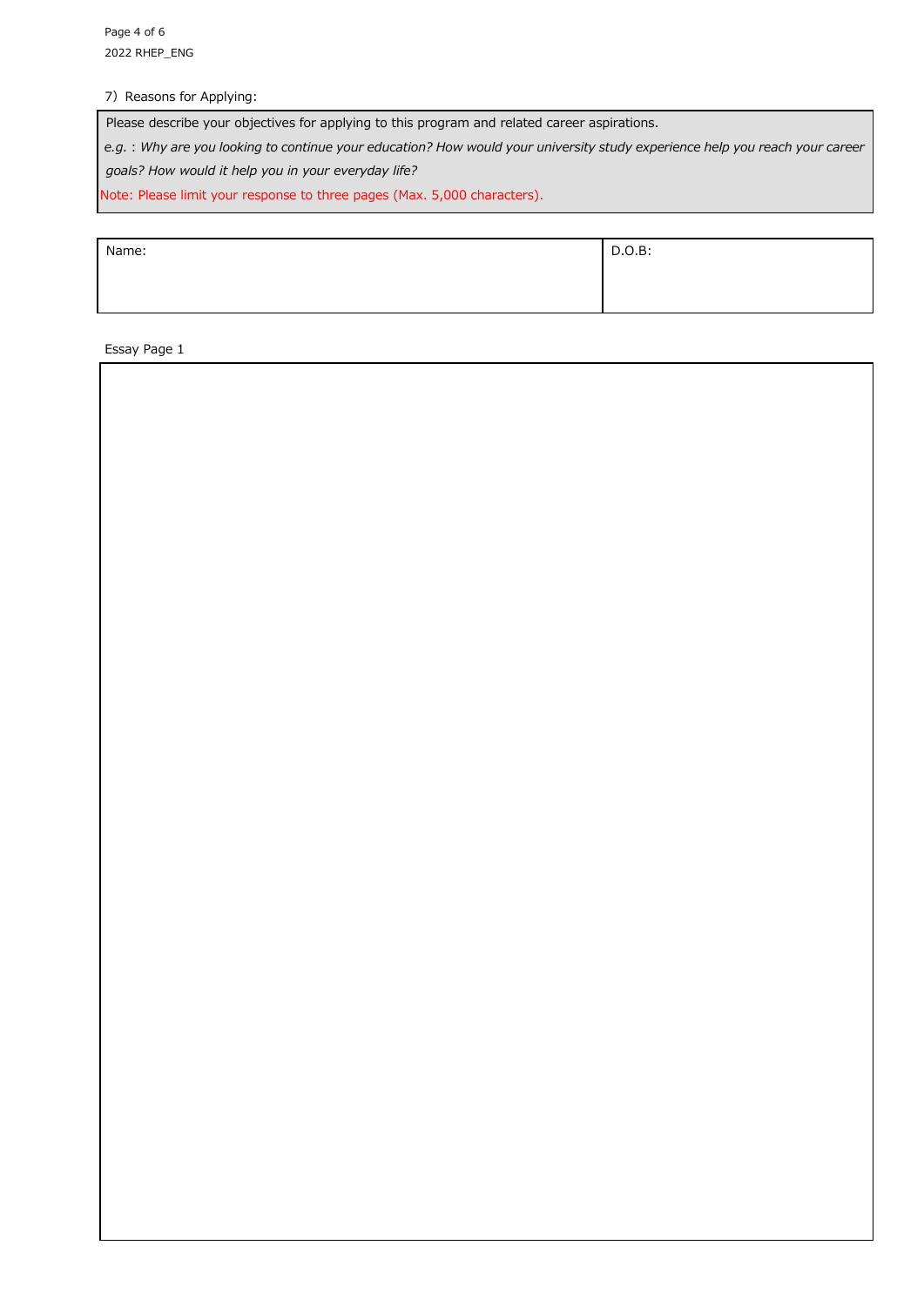7) Reasons for Applying:

| Please describe your objectives for applying to this program and related career aspirations.<br>*e.g.* : *Why are you looking to continue your education? How would your university study experience help you reach your career goals? How would it help you in your everyday life?*<br>Note: Please limit your response to three pages (Max. 5,000 characters). |
|---|

| Name: | D.O.B: |
|---|---|
| | |

Essay Page 1

| |
|---|
| |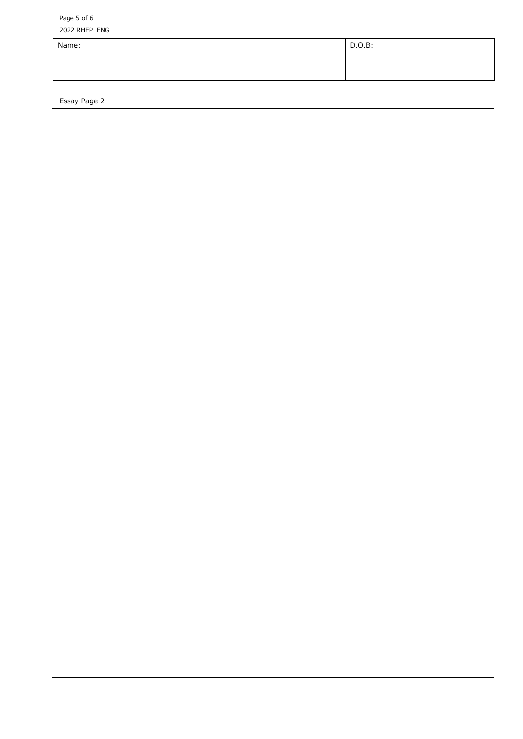| Name: | D.O.B: |
| --- | --- |
| | |

Essay Page 2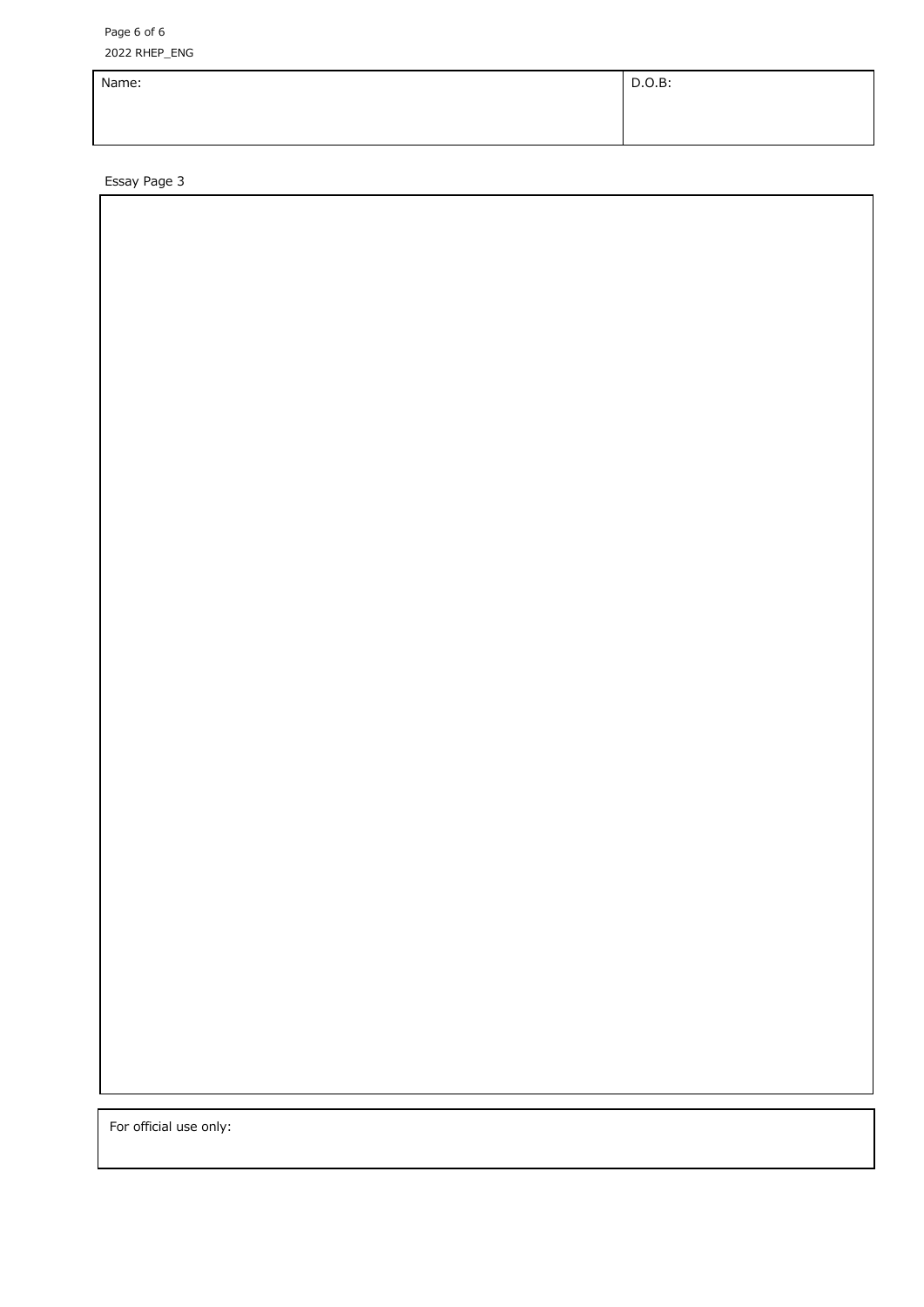| Name: | D.O.B: |
| --- | --- |
| | |

Essay Page 3

| |
| --- |
| |

| For official use only: |
| --- |
| |